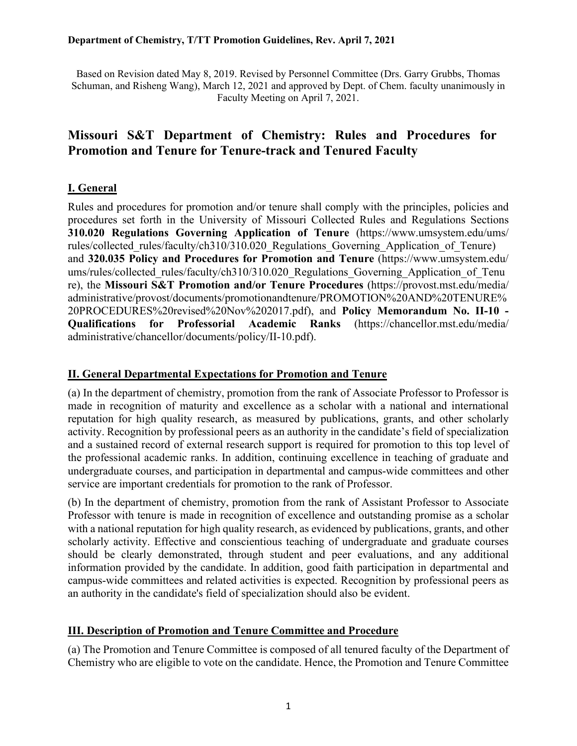**Department of Chemistry, T/TT Promotion Guidelines, Rev. April 7, 2021**

Based on Revision dated May 8, 2019. Revised by Personnel Committee (Drs. Garry Grubbs, Thomas Schuman, and Risheng Wang), March 12, 2021 and approved by Dept. of Chem. faculty unanimously in Faculty Meeting on April 7, 2021.

# Missouri S&T Department of Chemistry: Rules and Procedures for Promotion and Tenure for Tenure-track and Tenured Faculty

## I. General

Rules and procedures for promotion and/or tenure shall comply with the principles, policies and procedures set forth in the University of Missouri Collected Rules and Regulations Sections **310.020 Regulations Governing Application of Tenure** (https://www.umsystem.edu/ums/rules/collected_rules/faculty/ch310/310.020_Regulations_Governing_Application_of_Tenure) and **320.035 Policy and Procedures for Promotion and Tenure** (https://www.umsystem.edu/ums/rules/collected_rules/faculty/ch310/310.020_Regulations_Governing_Application_of_Tenure), the **Missouri S&T Promotion and/or Tenure Procedures** (https://provost.mst.edu/media/administrative/provost/documents/promotionandtenure/PROMOTION%20AND%20TENURE%20PROCEDURES%20revised%20Nov%202017.pdf), and **Policy Memorandum No. II-10 - Qualifications for Professorial Academic Ranks** (https://chancellor.mst.edu/media/administrative/chancellor/documents/policy/II-10.pdf).

## II. General Departmental Expectations for Promotion and Tenure

(a) In the department of chemistry, promotion from the rank of Associate Professor to Professor is made in recognition of maturity and excellence as a scholar with a national and international reputation for high quality research, as measured by publications, grants, and other scholarly activity. Recognition by professional peers as an authority in the candidate's field of specialization and a sustained record of external research support is required for promotion to this top level of the professional academic ranks. In addition, continuing excellence in teaching of graduate and undergraduate courses, and participation in departmental and campus-wide committees and other service are important credentials for promotion to the rank of Professor.

(b) In the department of chemistry, promotion from the rank of Assistant Professor to Associate Professor with tenure is made in recognition of excellence and outstanding promise as a scholar with a national reputation for high quality research, as evidenced by publications, grants, and other scholarly activity. Effective and conscientious teaching of undergraduate and graduate courses should be clearly demonstrated, through student and peer evaluations, and any additional information provided by the candidate. In addition, good faith participation in departmental and campus-wide committees and related activities is expected. Recognition by professional peers as an authority in the candidate's field of specialization should also be evident.

## III. Description of Promotion and Tenure Committee and Procedure

(a) The Promotion and Tenure Committee is composed of all tenured faculty of the Department of Chemistry who are eligible to vote on the candidate. Hence, the Promotion and Tenure Committee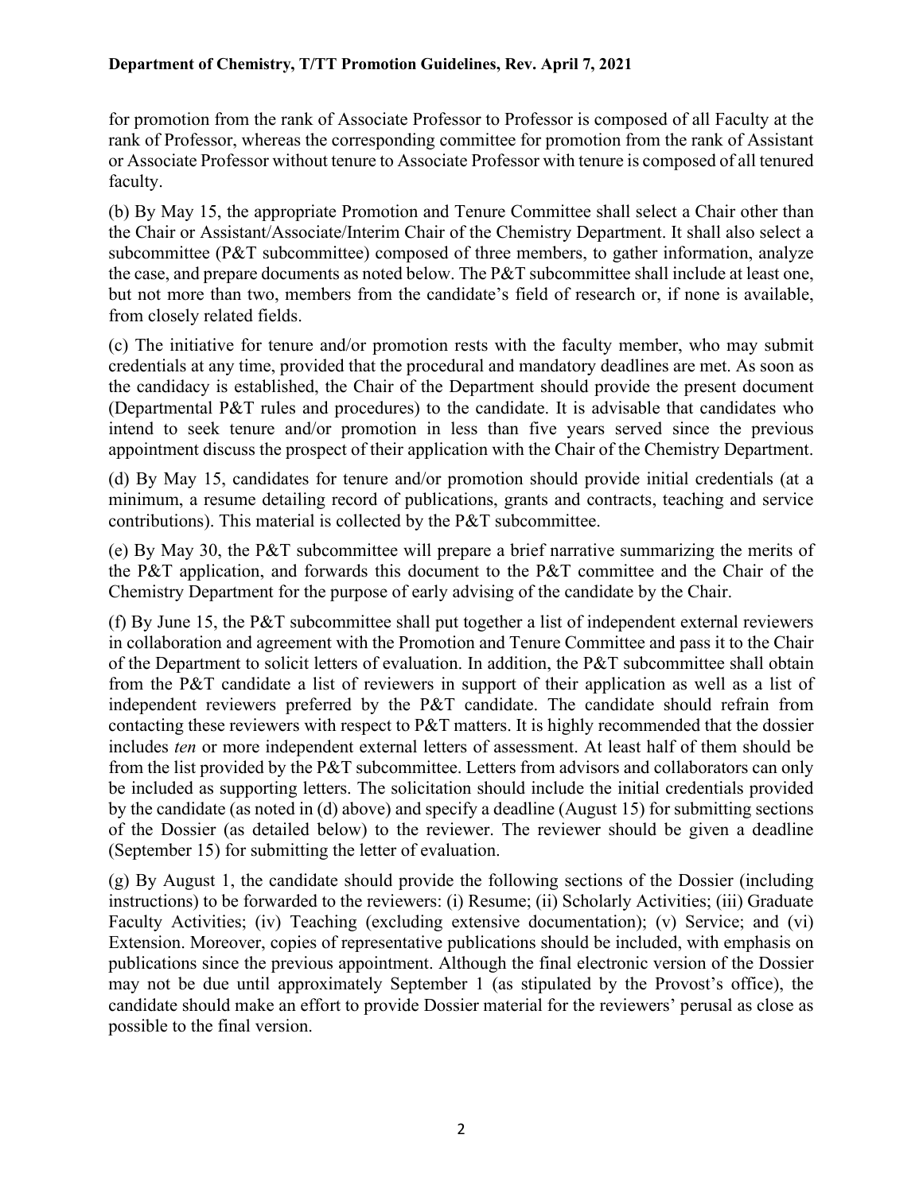for promotion from the rank of Associate Professor to Professor is composed of all Faculty at the rank of Professor, whereas the corresponding committee for promotion from the rank of Assistant or Associate Professor without tenure to Associate Professor with tenure is composed of all tenured faculty.

(b) By May 15, the appropriate Promotion and Tenure Committee shall select a Chair other than the Chair or Assistant/Associate/Interim Chair of the Chemistry Department. It shall also select a subcommittee (P&T subcommittee) composed of three members, to gather information, analyze the case, and prepare documents as noted below. The P&T subcommittee shall include at least one, but not more than two, members from the candidate's field of research or, if none is available, from closely related fields.

(c) The initiative for tenure and/or promotion rests with the faculty member, who may submit credentials at any time, provided that the procedural and mandatory deadlines are met. As soon as the candidacy is established, the Chair of the Department should provide the present document (Departmental P&T rules and procedures) to the candidate. It is advisable that candidates who intend to seek tenure and/or promotion in less than five years served since the previous appointment discuss the prospect of their application with the Chair of the Chemistry Department.

(d) By May 15, candidates for tenure and/or promotion should provide initial credentials (at a minimum, a resume detailing record of publications, grants and contracts, teaching and service contributions). This material is collected by the P&T subcommittee.

(e) By May 30, the P&T subcommittee will prepare a brief narrative summarizing the merits of the P&T application, and forwards this document to the P&T committee and the Chair of the Chemistry Department for the purpose of early advising of the candidate by the Chair.

(f) By June 15, the P&T subcommittee shall put together a list of independent external reviewers in collaboration and agreement with the Promotion and Tenure Committee and pass it to the Chair of the Department to solicit letters of evaluation. In addition, the P&T subcommittee shall obtain from the P&T candidate a list of reviewers in support of their application as well as a list of independent reviewers preferred by the P&T candidate. The candidate should refrain from contacting these reviewers with respect to P&T matters. It is highly recommended that the dossier includes *ten* or more independent external letters of assessment. At least half of them should be from the list provided by the P&T subcommittee. Letters from advisors and collaborators can only be included as supporting letters. The solicitation should include the initial credentials provided by the candidate (as noted in (d) above) and specify a deadline (August 15) for submitting sections of the Dossier (as detailed below) to the reviewer. The reviewer should be given a deadline (September 15) for submitting the letter of evaluation.

(g) By August 1, the candidate should provide the following sections of the Dossier (including instructions) to be forwarded to the reviewers: (i) Resume; (ii) Scholarly Activities; (iii) Graduate Faculty Activities; (iv) Teaching (excluding extensive documentation); (v) Service; and (vi) Extension. Moreover, copies of representative publications should be included, with emphasis on publications since the previous appointment. Although the final electronic version of the Dossier may not be due until approximately September 1 (as stipulated by the Provost's office), the candidate should make an effort to provide Dossier material for the reviewers' perusal as close as possible to the final version.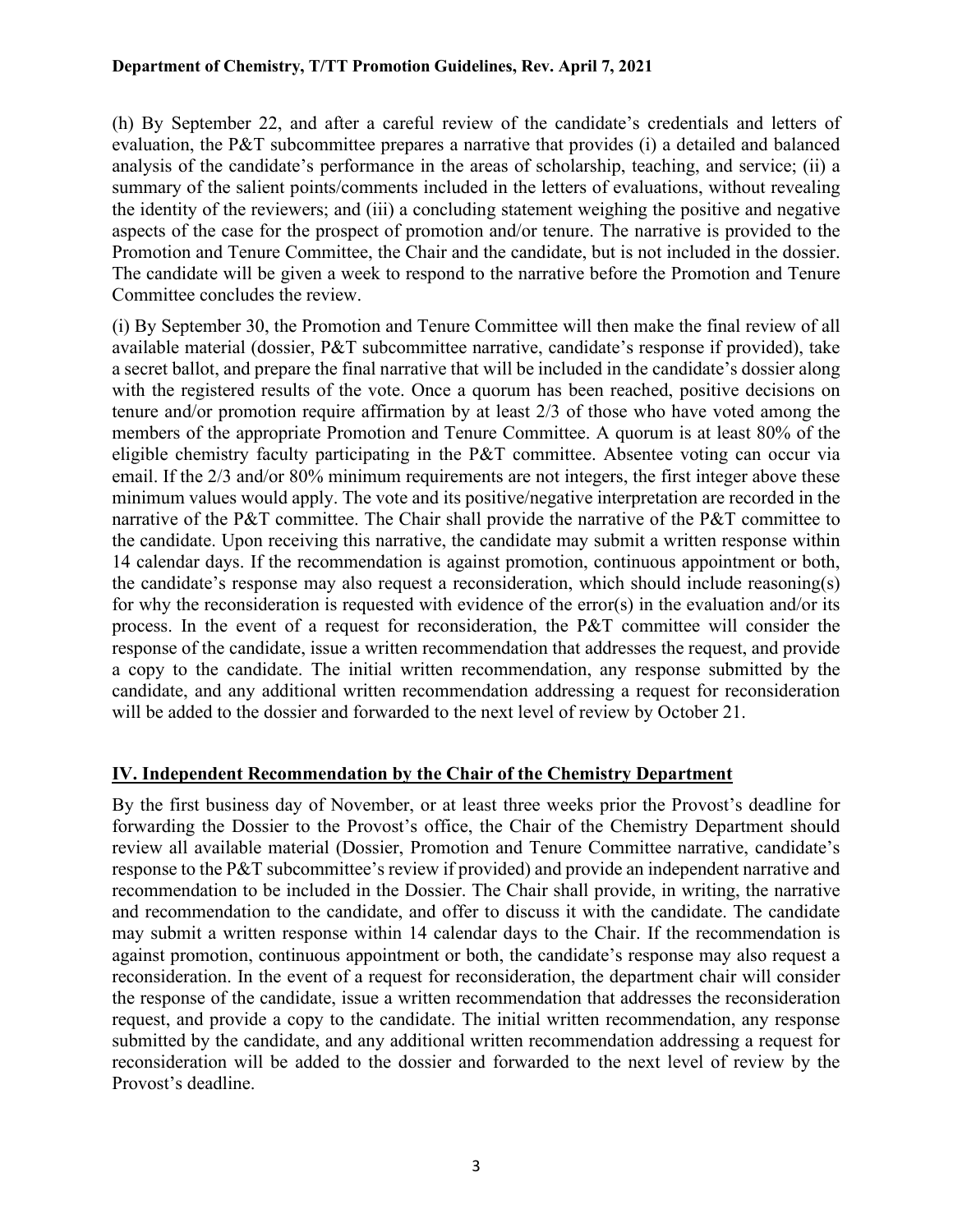(h) By September 22, and after a careful review of the candidate's credentials and letters of evaluation, the P&T subcommittee prepares a narrative that provides (i) a detailed and balanced analysis of the candidate's performance in the areas of scholarship, teaching, and service; (ii) a summary of the salient points/comments included in the letters of evaluations, without revealing the identity of the reviewers; and (iii) a concluding statement weighing the positive and negative aspects of the case for the prospect of promotion and/or tenure. The narrative is provided to the Promotion and Tenure Committee, the Chair and the candidate, but is not included in the dossier. The candidate will be given a week to respond to the narrative before the Promotion and Tenure Committee concludes the review.

(i) By September 30, the Promotion and Tenure Committee will then make the final review of all available material (dossier, P&T subcommittee narrative, candidate's response if provided), take a secret ballot, and prepare the final narrative that will be included in the candidate's dossier along with the registered results of the vote. Once a quorum has been reached, positive decisions on tenure and/or promotion require affirmation by at least 2/3 of those who have voted among the members of the appropriate Promotion and Tenure Committee. A quorum is at least 80% of the eligible chemistry faculty participating in the P&T committee. Absentee voting can occur via email. If the 2/3 and/or 80% minimum requirements are not integers, the first integer above these minimum values would apply. The vote and its positive/negative interpretation are recorded in the narrative of the P&T committee. The Chair shall provide the narrative of the P&T committee to the candidate. Upon receiving this narrative, the candidate may submit a written response within 14 calendar days. If the recommendation is against promotion, continuous appointment or both, the candidate's response may also request a reconsideration, which should include reasoning(s) for why the reconsideration is requested with evidence of the error(s) in the evaluation and/or its process. In the event of a request for reconsideration, the P&T committee will consider the response of the candidate, issue a written recommendation that addresses the request, and provide a copy to the candidate. The initial written recommendation, any response submitted by the candidate, and any additional written recommendation addressing a request for reconsideration will be added to the dossier and forwarded to the next level of review by October 21.

## IV. Independent Recommendation by the Chair of the Chemistry Department

By the first business day of November, or at least three weeks prior the Provost's deadline for forwarding the Dossier to the Provost's office, the Chair of the Chemistry Department should review all available material (Dossier, Promotion and Tenure Committee narrative, candidate's response to the P&T subcommittee's review if provided) and provide an independent narrative and recommendation to be included in the Dossier. The Chair shall provide, in writing, the narrative and recommendation to the candidate, and offer to discuss it with the candidate. The candidate may submit a written response within 14 calendar days to the Chair. If the recommendation is against promotion, continuous appointment or both, the candidate's response may also request a reconsideration. In the event of a request for reconsideration, the department chair will consider the response of the candidate, issue a written recommendation that addresses the reconsideration request, and provide a copy to the candidate. The initial written recommendation, any response submitted by the candidate, and any additional written recommendation addressing a request for reconsideration will be added to the dossier and forwarded to the next level of review by the Provost's deadline.